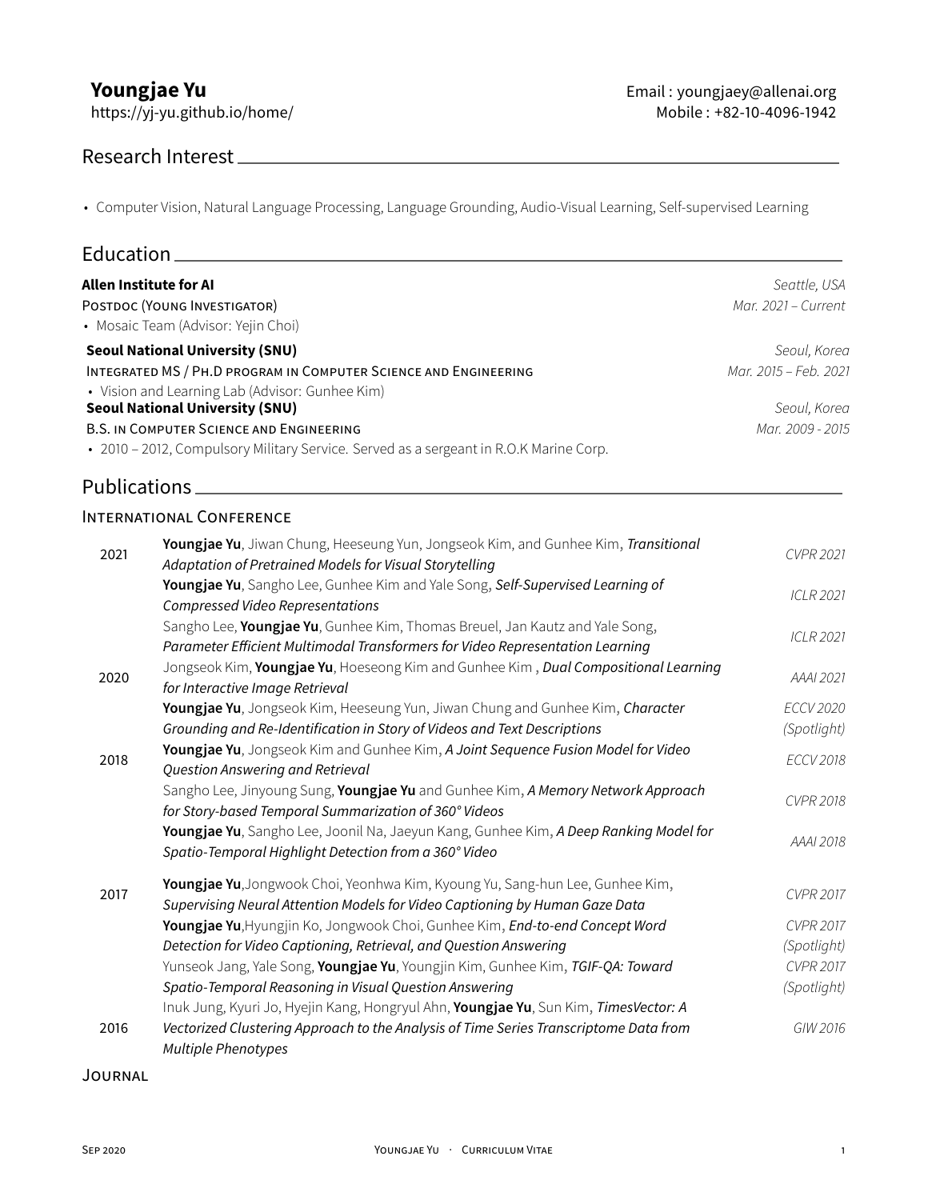# Youngjae Yu

https://yj-yu.github.io/home/

Email : youngjaey@allenai.org
Mobile : +82-10-4096-1942

## Research Interest

- Computer Vision, Natural Language Processing, Language Grounding, Audio-Visual Learning, Self-supervised Learning

## Education

**Allen Institute for AI** — *Seattle, USA*
POSTDOC (YOUNG INVESTIGATOR) — *Mar. 2021 – Current*
- Mosaic Team (Advisor: Yejin Choi)

**Seoul National University (SNU)** — *Seoul, Korea*
INTEGRATED MS / PH.D PROGRAM IN COMPUTER SCIENCE AND ENGINEERING — *Mar. 2015 – Feb. 2021*
- Vision and Learning Lab (Advisor: Gunhee Kim)

**Seoul National University (SNU)** — *Seoul, Korea*
B.S. IN COMPUTER SCIENCE AND ENGINEERING — *Mar. 2009 - 2015*
- 2010 – 2012, Compulsory Military Service. Served as a sergeant in R.O.K Marine Corp.

## Publications

### International Conference

**2021**

- **Youngjae Yu**, Jiwan Chung, Heeseung Yun, Jongseok Kim, and Gunhee Kim, *Transitional Adaptation of Pretrained Models for Visual Storytelling* — *CVPR 2021*
- **Youngjae Yu**, Sangho Lee, Gunhee Kim and Yale Song, *Self-Supervised Learning of Compressed Video Representations* — *ICLR 2021*
- Sangho Lee, **Youngjae Yu**, Gunhee Kim, Thomas Breuel, Jan Kautz and Yale Song, *Parameter Efficient Multimodal Transformers for Video Representation Learning* — *ICLR 2021*

**2020**

- Jongseok Kim, **Youngjae Yu**, Hoeseong Kim and Gunhee Kim , *Dual Compositional Learning for Interactive Image Retrieval* — *AAAI 2021*
- **Youngjae Yu**, Jongseok Kim, Heeseung Yun, Jiwan Chung and Gunhee Kim, *Character Grounding and Re-Identification in Story of Videos and Text Descriptions* — *ECCV 2020 (Spotlight)*

**2018**

- **Youngjae Yu**, Jongseok Kim and Gunhee Kim, *A Joint Sequence Fusion Model for Video Question Answering and Retrieval* — *ECCV 2018*
- Sangho Lee, Jinyoung Sung, **Youngjae Yu** and Gunhee Kim, *A Memory Network Approach for Story-based Temporal Summarization of 360° Videos* — *CVPR 2018*
- **Youngjae Yu**, Sangho Lee, Joonil Na, Jaeyun Kang, Gunhee Kim, *A Deep Ranking Model for Spatio-Temporal Highlight Detection from a 360° Video* — *AAAI 2018*

**2017**

- **Youngjae Yu**,Jongwook Choi, Yeonhwa Kim, Kyoung Yu, Sang-hun Lee, Gunhee Kim, *Supervising Neural Attention Models for Video Captioning by Human Gaze Data* — *CVPR 2017*
- **Youngjae Yu**,Hyungjin Ko, Jongwook Choi, Gunhee Kim, *End-to-end Concept Word Detection for Video Captioning, Retrieval, and Question Answering* — *CVPR 2017 (Spotlight)*
- Yunseok Jang, Yale Song, **Youngjae Yu**, Youngjin Kim, Gunhee Kim, *TGIF-QA: Toward Spatio-Temporal Reasoning in Visual Question Answering* — *CVPR 2017 (Spotlight)*

**2016**

- Inuk Jung, Kyuri Jo, Hyejin Kang, Hongryul Ahn, **Youngjae Yu**, Sun Kim, *TimesVector: A Vectorized Clustering Approach to the Analysis of Time Series Transcriptome Data from Multiple Phenotypes* — *GIW 2016*

### Journal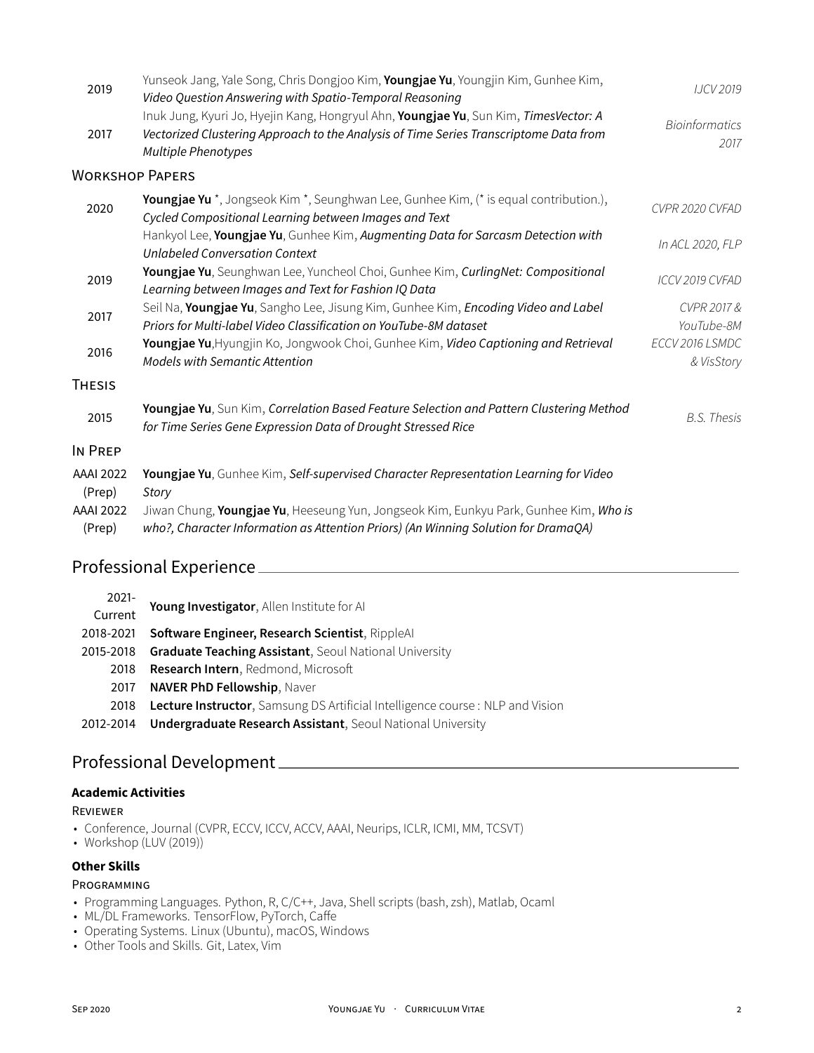| | | |
|---|---|---|
| 2019 | Yunseok Jang, Yale Song, Chris Dongjoo Kim, **Youngjae Yu**, Youngjin Kim, Gunhee Kim, *Video Question Answering with Spatio-Temporal Reasoning* | *IJCV 2019* |
| 2017 | Inuk Jung, Kyuri Jo, Hyejin Kang, Hongryul Ahn, **Youngjae Yu**, Sun Kim, *TimesVector: A Vectorized Clustering Approach to the Analysis of Time Series Transcriptome Data from Multiple Phenotypes* | *Bioinformatics 2017* |

### Workshop Papers

| | | |
|---|---|---|
| 2020 | **Youngjae Yu** *, Jongseok Kim *, Seunghwan Lee, Gunhee Kim, (* is equal contribution.), *Cycled Compositional Learning between Images and Text* | *CVPR 2020 CVFAD* |
| | Hankyol Lee, **Youngjae Yu**, Gunhee Kim, *Augmenting Data for Sarcasm Detection with Unlabeled Conversation Context* | *In ACL 2020, FLP* |
| 2019 | **Youngjae Yu**, Seunghwan Lee, Yuncheol Choi, Gunhee Kim, *CurlingNet: Compositional Learning between Images and Text for Fashion IQ Data* | *ICCV 2019 CVFAD* |
| 2017 | Seil Na, **Youngjae Yu**, Sangho Lee, Jisung Kim, Gunhee Kim, *Encoding Video and Label Priors for Multi-label Video Classification on YouTube-8M dataset* | *CVPR 2017 & YouTube-8M* |
| 2016 | **Youngjae Yu**,Hyungjin Ko, Jongwook Choi, Gunhee Kim, *Video Captioning and Retrieval Models with Semantic Attention* | *ECCV 2016 LSMDC & VisStory* |

### Thesis

| | | |
|---|---|---|
| 2015 | **Youngjae Yu**, Sun Kim, *Correlation Based Feature Selection and Pattern Clustering Method for Time Series Gene Expression Data of Drought Stressed Rice* | *B.S. Thesis* |

### In Prep

| | |
|---|---|
| AAAI 2022 (Prep) | **Youngjae Yu**, Gunhee Kim, *Self-supervised Character Representation Learning for Video Story* |
| AAAI 2022 (Prep) | Jiwan Chung, **Youngjae Yu**, Heeseung Yun, Jongseok Kim, Eunkyu Park, Gunhee Kim, *Who is who?, Character Information as Attention Priors) (An Winning Solution for DramaQA)* |

## Professional Experience

| | |
|---|---|
| 2021-Current | **Young Investigator**, Allen Institute for AI |
| 2018-2021 | **Software Engineer, Research Scientist**, RippleAI |
| 2015-2018 | **Graduate Teaching Assistant**, Seoul National University |
| 2018 | **Research Intern**, Redmond, Microsoft |
| 2017 | **NAVER PhD Fellowship**, Naver |
| 2018 | **Lecture Instructor**, Samsung DS Artificial Intelligence course : NLP and Vision |
| 2012-2014 | **Undergraduate Research Assistant**, Seoul National University |

## Professional Development

### Academic Activities

#### Reviewer

- Conference, Journal (CVPR, ECCV, ICCV, ACCV, AAAI, Neurips, ICLR, ICMI, MM, TCSVT)
- Workshop (LUV (2019))

### Other Skills

#### Programming

- Programming Languages. Python, R, C/C++, Java, Shell scripts (bash, zsh), Matlab, Ocaml
- ML/DL Frameworks. TensorFlow, PyTorch, Caffe
- Operating Systems. Linux (Ubuntu), macOS, Windows
- Other Tools and Skills. Git, Latex, Vim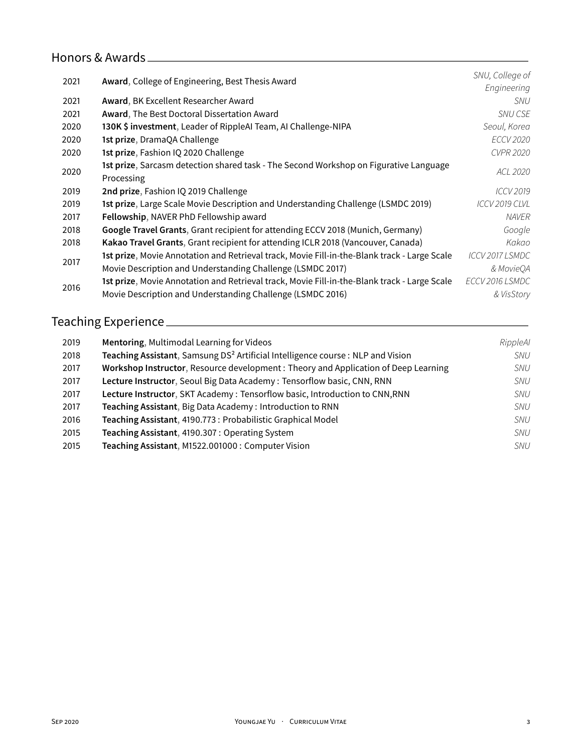## Honors & Awards

| | | |
|---|---|---|
| 2021 | **Award**, College of Engineering, Best Thesis Award | *SNU, College of Engineering* |
| 2021 | **Award**, BK Excellent Researcher Award | *SNU* |
| 2021 | **Award**, The Best Doctoral Dissertation Award | *SNU CSE* |
| 2020 | **130K $ investment**, Leader of RippleAI Team, AI Challenge-NIPA | *Seoul, Korea* |
| 2020 | **1st prize**, DramaQA Challenge | *ECCV 2020* |
| 2020 | **1st prize**, Fashion IQ 2020 Challenge | *CVPR 2020* |
| 2020 | **1st prize**, Sarcasm detection shared task - The Second Workshop on Figurative Language Processing | *ACL 2020* |
| 2019 | **2nd prize**, Fashion IQ 2019 Challenge | *ICCV 2019* |
| 2019 | **1st prize**, Large Scale Movie Description and Understanding Challenge (LSMDC 2019) | *ICCV 2019 CLVL* |
| 2017 | **Fellowship**, NAVER PhD Fellowship award | *NAVER* |
| 2018 | **Google Travel Grants**, Grant recipient for attending ECCV 2018 (Munich, Germany) | *Google* |
| 2018 | **Kakao Travel Grants**, Grant recipient for attending ICLR 2018 (Vancouver, Canada) | *Kakao* |
| 2017 | **1st prize**, Movie Annotation and Retrieval track, Movie Fill-in-the-Blank track - Large Scale Movie Description and Understanding Challenge (LSMDC 2017) | *ICCV 2017 LSMDC & MovieQA* |
| 2016 | **1st prize**, Movie Annotation and Retrieval track, Movie Fill-in-the-Blank track - Large Scale Movie Description and Understanding Challenge (LSMDC 2016) | *ECCV 2016 LSMDC & VisStory* |

## Teaching Experience

| | | |
|---|---|---|
| 2019 | **Mentoring**, Multimodal Learning for Videos | *RippleAI* |
| 2018 | **Teaching Assistant**, Samsung $DS^2$ Artificial Intelligence course : NLP and Vision | *SNU* |
| 2017 | **Workshop Instructor**, Resource development : Theory and Application of Deep Learning | *SNU* |
| 2017 | **Lecture Instructor**, Seoul Big Data Academy : Tensorflow basic, CNN, RNN | *SNU* |
| 2017 | **Lecture Instructor**, SKT Academy : Tensorflow basic, Introduction to CNN,RNN | *SNU* |
| 2017 | **Teaching Assistant**, Big Data Academy : Introduction to RNN | *SNU* |
| 2016 | **Teaching Assistant**, 4190.773 : Probabilistic Graphical Model | *SNU* |
| 2015 | **Teaching Assistant**, 4190.307 : Operating System | *SNU* |
| 2015 | **Teaching Assistant**, M1522.001000 : Computer Vision | *SNU* |